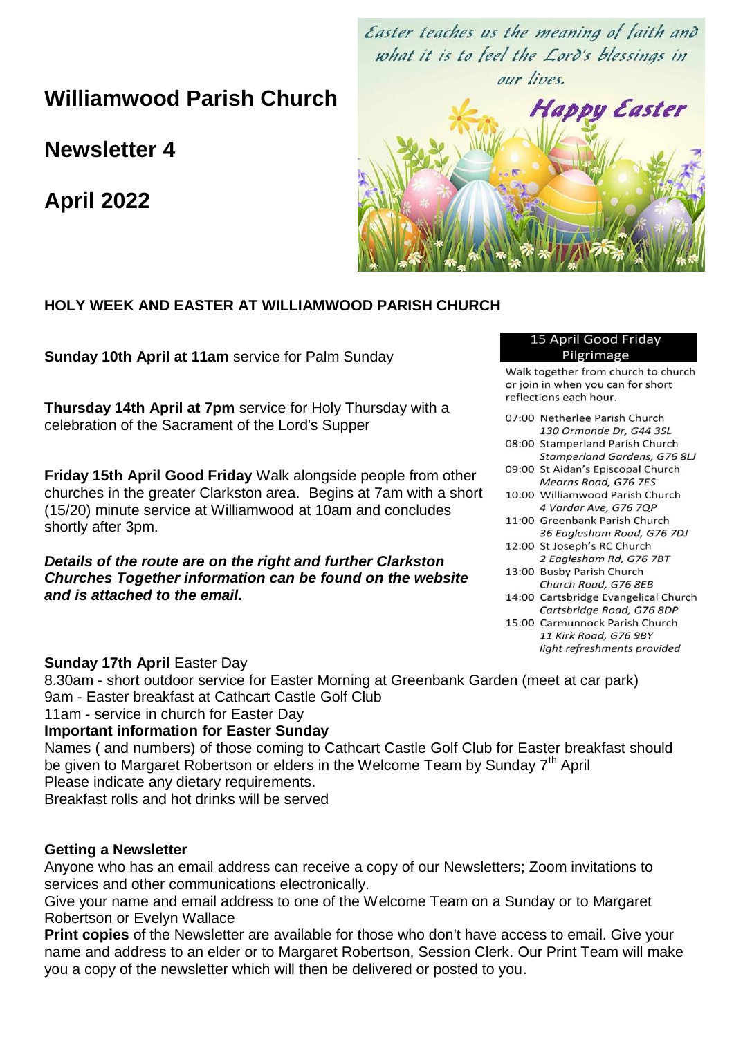# Williamwood Parish Church

## Newsletter 4

## April 2022

*Easter teaches us the meaning of faith and what it is to feel the Lord's blessings in our lives.*

*Happy Easter*

### HOLY WEEK AND EASTER AT WILLIAMWOOD PARISH CHURCH

**Sunday 10th April at 11am** service for Palm Sunday

**Thursday 14th April at 7pm** service for Holy Thursday with a celebration of the Sacrament of the Lord's Supper

**Friday 15th April Good Friday** Walk alongside people from other churches in the greater Clarkston area. Begins at 7am with a short (15/20) minute service at Williamwood at 10am and concludes shortly after 3pm.

***Details of the route are on the right and further Clarkston Churches Together information can be found on the website and is attached to the email.***

**15 April Good Friday Pilgrimage**

Walk together from church to church or join in when you can for short reflections each hour.

- 07:00 Netherlee Parish Church
  *130 Ormonde Dr, G44 3SL*
- 08:00 Stamperland Parish Church
  *Stamperland Gardens, G76 8LJ*
- 09:00 St Aidan's Episcopal Church
  *Mearns Road, G76 7ES*
- 10:00 Williamwood Parish Church
  *4 Vardar Ave, G76 7QP*
- 11:00 Greenbank Parish Church
  *36 Eaglesham Road, G76 7DJ*
- 12:00 St Joseph's RC Church
  *2 Eaglesham Rd, G76 7BT*
- 13:00 Busby Parish Church
  *Church Road, G76 8EB*
- 14:00 Cartsbridge Evangelical Church
  *Cartsbridge Road, G76 8DP*
- 15:00 Carmunnock Parish Church
  *11 Kirk Road, G76 9BY*
  *light refreshments provided*

**Sunday 17th April** Easter Day

8.30am - short outdoor service for Easter Morning at Greenbank Garden (meet at car park)
9am - Easter breakfast at Cathcart Castle Golf Club
11am - service in church for Easter Day

**Important information for Easter Sunday**

Names ( and numbers) of those coming to Cathcart Castle Golf Club for Easter breakfast should be given to Margaret Robertson or elders in the Welcome Team by Sunday 7th April
Please indicate any dietary requirements.
Breakfast rolls and hot drinks will be served

**Getting a Newsletter**

Anyone who has an email address can receive a copy of our Newsletters; Zoom invitations to services and other communications electronically.
Give your name and email address to one of the Welcome Team on a Sunday or to Margaret Robertson or Evelyn Wallace

**Print copies** of the Newsletter are available for those who don't have access to email. Give your name and address to an elder or to Margaret Robertson, Session Clerk. Our Print Team will make you a copy of the newsletter which will then be delivered or posted to you.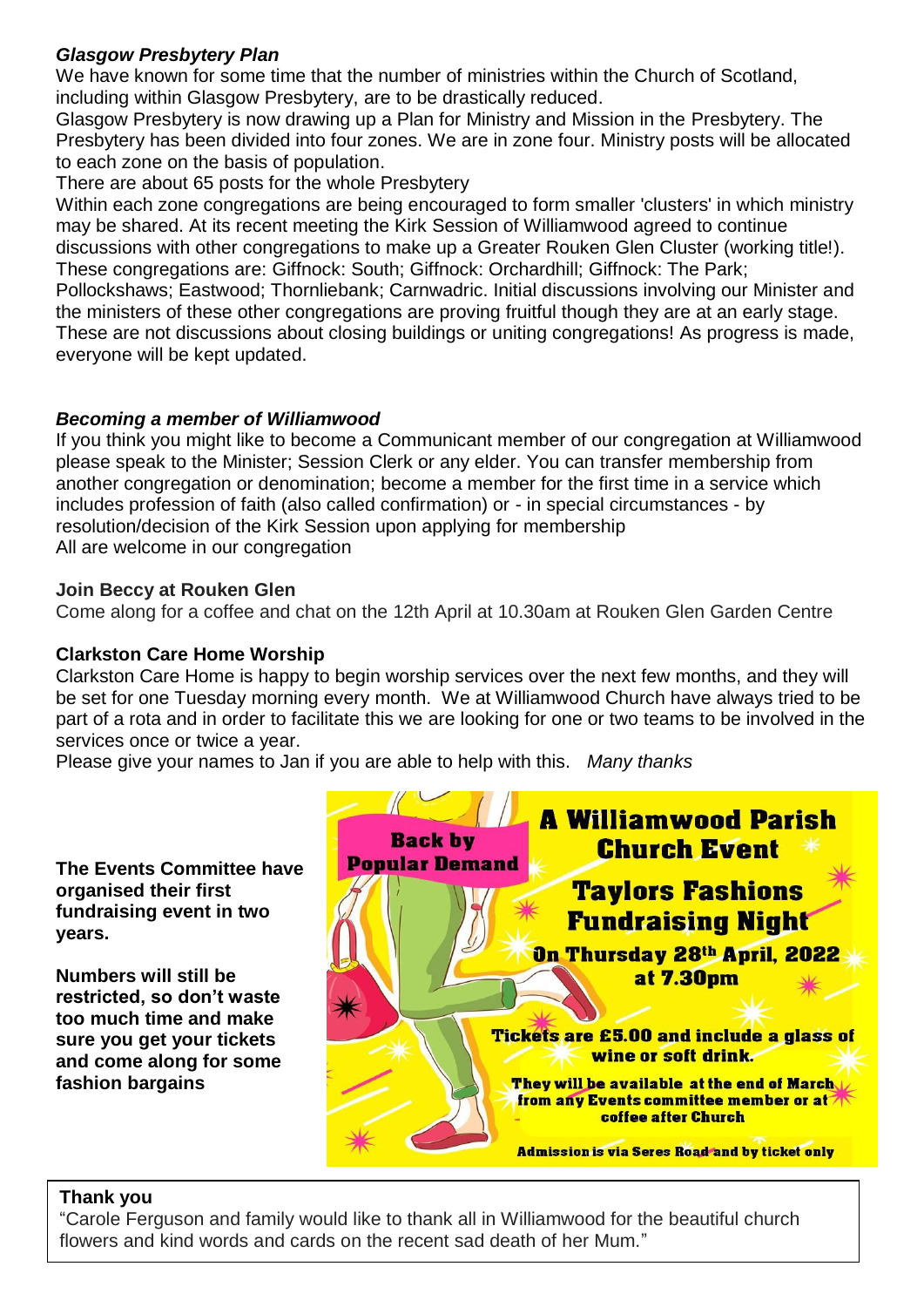### *Glasgow Presbytery Plan*

We have known for some time that the number of ministries within the Church of Scotland, including within Glasgow Presbytery, are to be drastically reduced.

Glasgow Presbytery is now drawing up a Plan for Ministry and Mission in the Presbytery. The Presbytery has been divided into four zones. We are in zone four. Ministry posts will be allocated to each zone on the basis of population.

There are about 65 posts for the whole Presbytery

Within each zone congregations are being encouraged to form smaller 'clusters' in which ministry may be shared. At its recent meeting the Kirk Session of Williamwood agreed to continue discussions with other congregations to make up a Greater Rouken Glen Cluster (working title!). These congregations are: Giffnock: South; Giffnock: Orchardhill; Giffnock: The Park; Pollockshaws; Eastwood; Thornliebank; Carnwadric. Initial discussions involving our Minister and the ministers of these other congregations are proving fruitful though they are at an early stage. These are not discussions about closing buildings or uniting congregations! As progress is made, everyone will be kept updated.

### *Becoming a member of Williamwood*

If you think you might like to become a Communicant member of our congregation at Williamwood please speak to the Minister; Session Clerk or any elder. You can transfer membership from another congregation or denomination; become a member for the first time in a service which includes profession of faith (also called confirmation) or - in special circumstances - by resolution/decision of the Kirk Session upon applying for membership

All are welcome in our congregation

### Join Beccy at Rouken Glen

Come along for a coffee and chat on the 12th April at 10.30am at Rouken Glen Garden Centre

### Clarkston Care Home Worship

Clarkston Care Home is happy to begin worship services over the next few months, and they will be set for one Tuesday morning every month. We at Williamwood Church have always tried to be part of a rota and in order to facilitate this we are looking for one or two teams to be involved in the services once or twice a year.

Please give your names to Jan if you are able to help with this. *Many thanks*

**The Events Committee have organised their first fundraising event in two years.**

**Numbers will still be restricted, so don't waste too much time and make sure you get your tickets and come along for some fashion bargains**

**Back by Popular Demand**

**A Williamwood Parish Church Event**

**Taylors Fashions Fundraising Night**

**On Thursday 28th April, 2022 at 7.30pm**

**Tickets are £5.00 and include a glass of wine or soft drink.**

**They will be available at the end of March from any Events committee member or at coffee after Church**

**Admission is via Seres Road and by ticket only**

### Thank you

"Carole Ferguson and family would like to thank all in Williamwood for the beautiful church flowers and kind words and cards on the recent sad death of her Mum."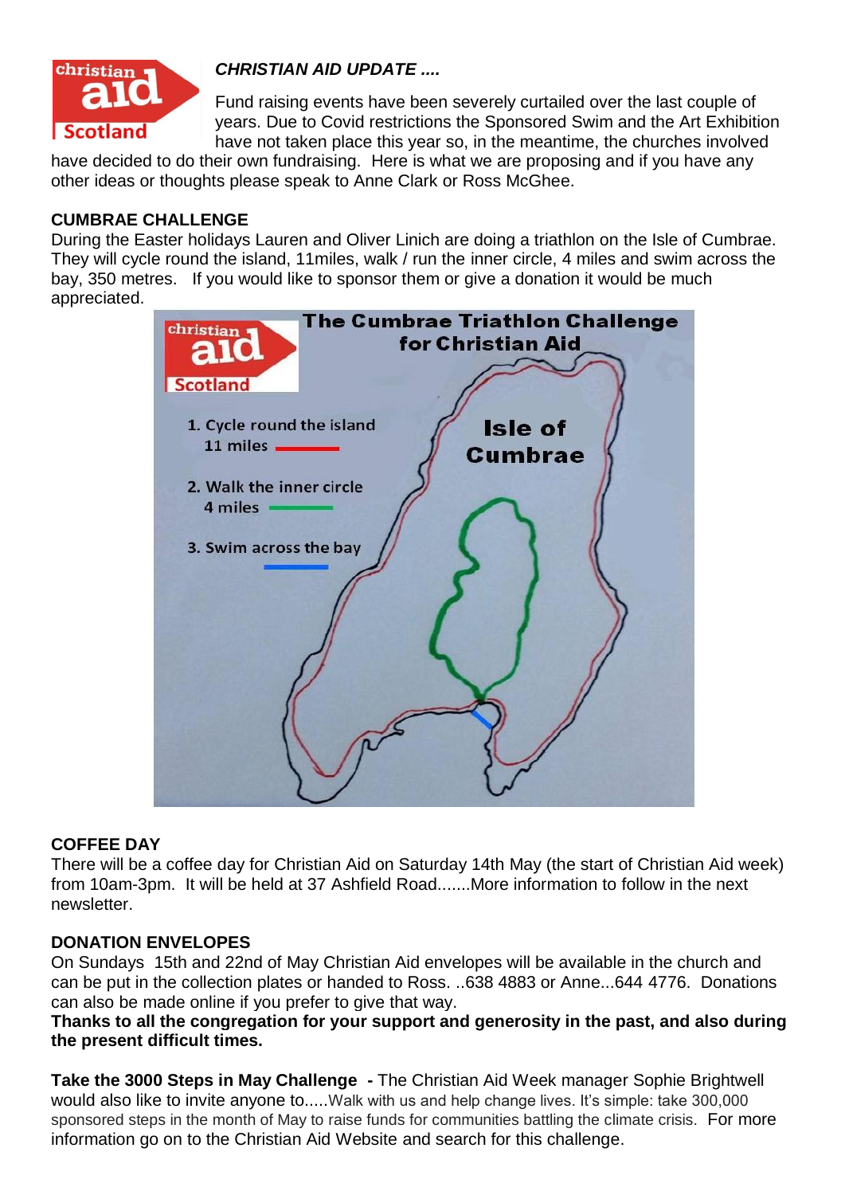***CHRISTIAN AID UPDATE ....***

Fund raising events have been severely curtailed over the last couple of years. Due to Covid restrictions the Sponsored Swim and the Art Exhibition have not taken place this year so, in the meantime, the churches involved have decided to do their own fundraising. Here is what we are proposing and if you have any other ideas or thoughts please speak to Anne Clark or Ross McGhee.

**CUMBRAE CHALLENGE**

During the Easter holidays Lauren and Oliver Linich are doing a triathlon on the Isle of Cumbrae. They will cycle round the island, 11miles, walk / run the inner circle, 4 miles and swim across the bay, 350 metres. If you would like to sponsor them or give a donation it would be much appreciated.

**The Cumbrae Triathlon Challenge for Christian Aid**

1. Cycle round the island 11 miles
2. Walk the inner circle 4 miles
3. Swim across the bay

Isle of Cumbrae

**COFFEE DAY**

There will be a coffee day for Christian Aid on Saturday 14th May (the start of Christian Aid week) from 10am-3pm. It will be held at 37 Ashfield Road.......More information to follow in the next newsletter.

**DONATION ENVELOPES**

On Sundays 15th and 22nd of May Christian Aid envelopes will be available in the church and can be put in the collection plates or handed to Ross. ..638 4883 or Anne...644 4776. Donations can also be made online if you prefer to give that way.

**Thanks to all the congregation for your support and generosity in the past, and also during the present difficult times.**

**Take the 3000 Steps in May Challenge -** The Christian Aid Week manager Sophie Brightwell would also like to invite anyone to.....Walk with us and help change lives. It's simple: take 300,000 sponsored steps in the month of May to raise funds for communities battling the climate crisis. For more information go on to the Christian Aid Website and search for this challenge.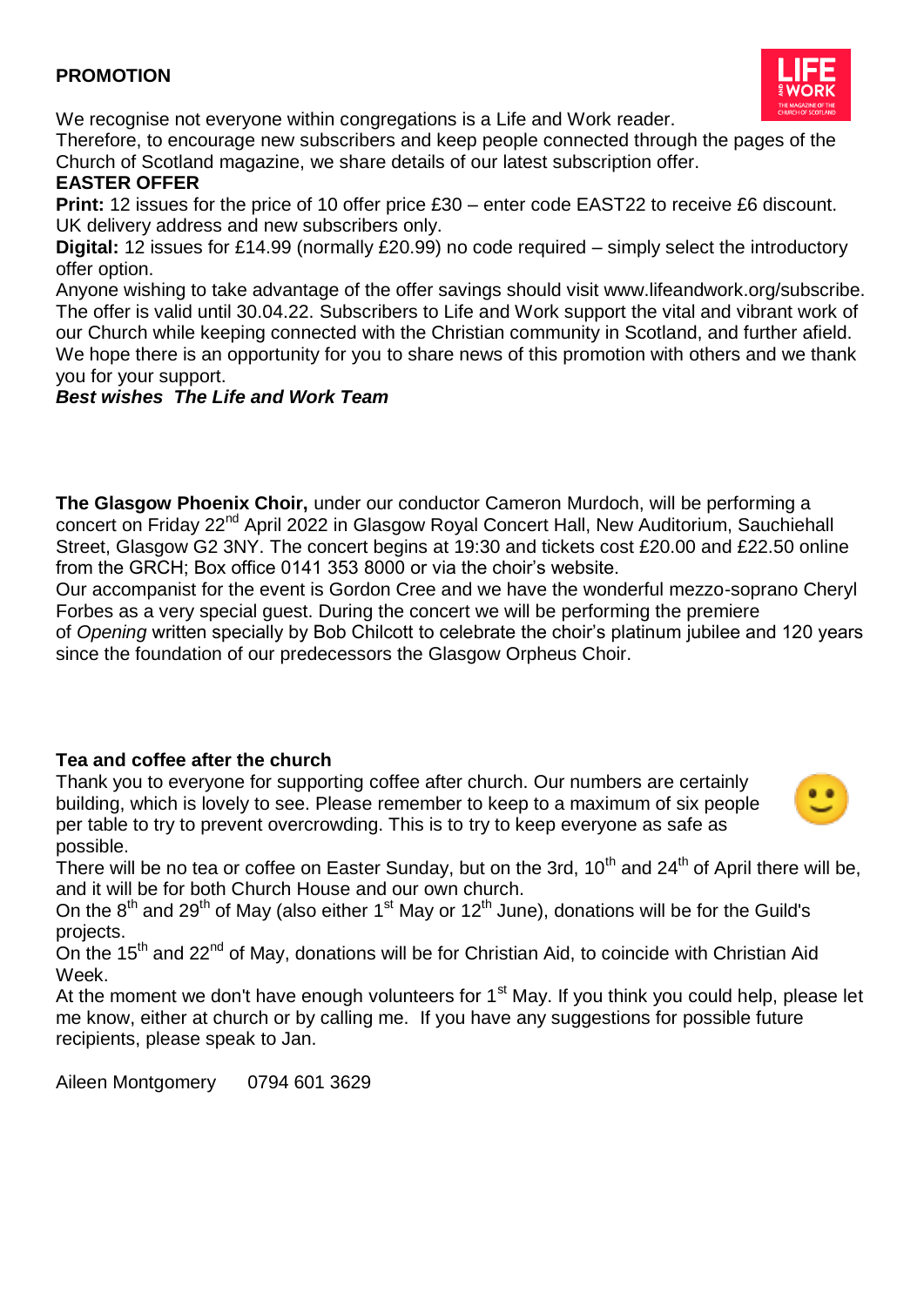## PROMOTION

We recognise not everyone within congregations is a Life and Work reader.
Therefore, to encourage new subscribers and keep people connected through the pages of the Church of Scotland magazine, we share details of our latest subscription offer.

**EASTER OFFER**

**Print:** 12 issues for the price of 10 offer price £30 – enter code EAST22 to receive £6 discount. UK delivery address and new subscribers only.

**Digital:** 12 issues for £14.99 (normally £20.99) no code required – simply select the introductory offer option.

Anyone wishing to take advantage of the offer savings should visit www.lifeandwork.org/subscribe. The offer is valid until 30.04.22. Subscribers to Life and Work support the vital and vibrant work of our Church while keeping connected with the Christian community in Scotland, and further afield. We hope there is an opportunity for you to share news of this promotion with others and we thank you for your support.

***Best wishes The Life and Work Team***

**The Glasgow Phoenix Choir,** under our conductor Cameron Murdoch, will be performing a concert on Friday 22nd April 2022 in Glasgow Royal Concert Hall, New Auditorium, Sauchiehall Street, Glasgow G2 3NY. The concert begins at 19:30 and tickets cost £20.00 and £22.50 online from the GRCH; Box office 0141 353 8000 or via the choir's website.
Our accompanist for the event is Gordon Cree and we have the wonderful mezzo-soprano Cheryl Forbes as a very special guest. During the concert we will be performing the premiere of *Opening* written specially by Bob Chilcott to celebrate the choir's platinum jubilee and 120 years since the foundation of our predecessors the Glasgow Orpheus Choir.

## Tea and coffee after the church

Thank you to everyone for supporting coffee after church. Our numbers are certainly building, which is lovely to see. Please remember to keep to a maximum of six people per table to try to prevent overcrowding. This is to try to keep everyone as safe as possible.
There will be no tea or coffee on Easter Sunday, but on the 3rd, 10th and 24th of April there will be, and it will be for both Church House and our own church.
On the 8th and 29th of May (also either 1st May or 12th June), donations will be for the Guild's projects.
On the 15th and 22nd of May, donations will be for Christian Aid, to coincide with Christian Aid Week.
At the moment we don't have enough volunteers for 1st May. If you think you could help, please let me know, either at church or by calling me. If you have any suggestions for possible future recipients, please speak to Jan.

Aileen Montgomery 0794 601 3629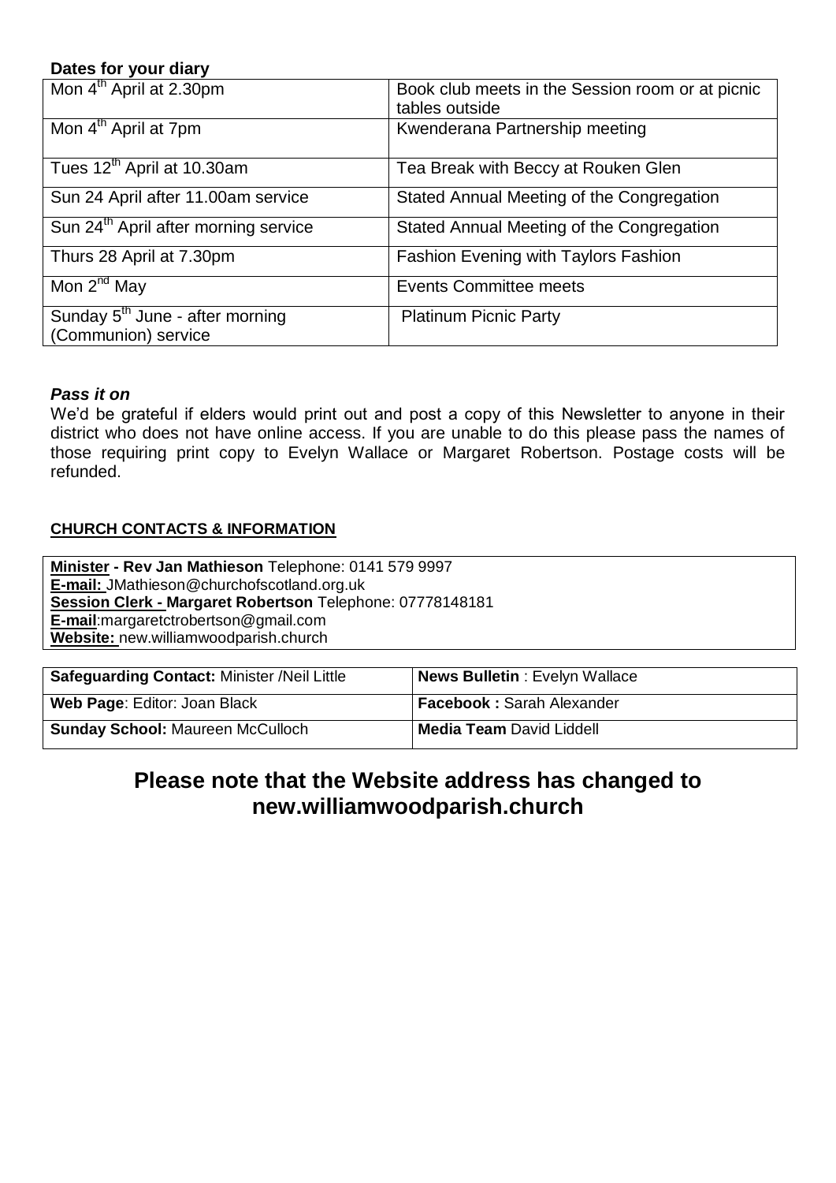**Dates for your diary**

| | |
|---|---|
| Mon 4th April at 2.30pm | Book club meets in the Session room or at picnic tables outside |
| Mon 4th April at 7pm | Kwenderana Partnership meeting |
| Tues 12th April at 10.30am | Tea Break with Beccy at Rouken Glen |
| Sun 24 April after 11.00am service | Stated Annual Meeting of the Congregation |
| Sun 24th April after morning service | Stated Annual Meeting of the Congregation |
| Thurs 28 April at 7.30pm | Fashion Evening with Taylors Fashion |
| Mon 2nd May | Events Committee meets |
| Sunday 5th June - after morning (Communion) service | Platinum Picnic Party |

***Pass it on***

We'd be grateful if elders would print out and post a copy of this Newsletter to anyone in their district who does not have online access. If you are unable to do this please pass the names of those requiring print copy to Evelyn Wallace or Margaret Robertson. Postage costs will be refunded.

**CHURCH CONTACTS & INFORMATION**

**Minister - Rev Jan Mathieson** Telephone: 0141 579 9997
**E-mail:** JMathieson@churchofscotland.org.uk
**Session Clerk - Margaret Robertson** Telephone: 07778148181
**E-mail**:margaretctrobertson@gmail.com
**Website:** new.williamwoodparish.church

| | |
|---|---|
| **Safeguarding Contact:** Minister /Neil Little | **News Bulletin** : Evelyn Wallace |
| **Web Page**: Editor: Joan Black | **Facebook :** Sarah Alexander |
| **Sunday School:** Maureen McCulloch | **Media Team** David Liddell |

## Please note that the Website address has changed to new.williamwoodparish.church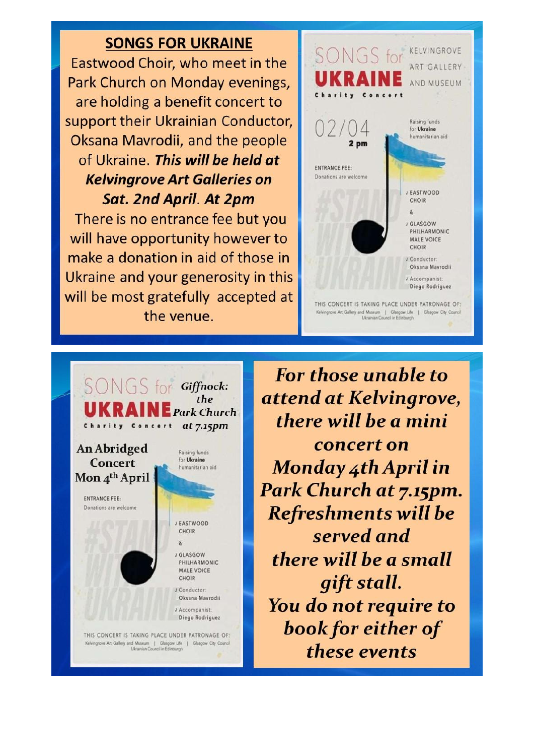## SONGS FOR UKRAINE

Eastwood Choir, who meet in the Park Church on Monday evenings, are holding a benefit concert to support their Ukrainian Conductor, Oksana Mavrodii, and the people of Ukraine. ***This will be held at Kelvingrove Art Galleries on Sat. 2nd April*****. *At 2pm***

There is no entrance fee but you will have opportunity however to make a donation in aid of those in Ukraine and your generosity in this will be most gratefully accepted at the venue.

SONGS for UKRAINE
Charity Concert
KELVINGROVE ART GALLERY AND MUSEUM

02/04
2 pm

Raising funds for **Ukraine** humanitarian aid

ENTRANCE FEE:
Donations are welcome

#STAND WITH UKRAINE

EASTWOOD CHOIR
&
GLASGOW PHILHARMONIC MALE VOICE CHOIR
Conductor: Oksana Mavrodii
Accompanist: Diego Rodriguez

THIS CONCERT IS TAKING PLACE UNDER PATRONAGE OF:
Kelvingrove Art Gallery and Museum | Glasgow Life | Glasgow City Council
Ukrainian Council in Edinburgh

SONGS for UKRAINE
Charity Concert
*Giffnock: the Park Church at 7.15pm*

**An Abridged Concert Mon 4th April**

Raising funds for **Ukraine** humanitarian aid

ENTRANCE FEE:
Donations are welcome

#STAND WITH UKRAINE

EASTWOOD CHOIR
&
GLASGOW PHILHARMONIC MALE VOICE CHOIR
Conductor: Oksana Mavrodii
Accompanist: Diego Rodriguez

THIS CONCERT IS TAKING PLACE UNDER PATRONAGE OF:
Kelvingrove Art Gallery and Museum | Glasgow Life | Glasgow City Council
Ukrainian Council in Edinburgh

***For those unable to attend at Kelvingrove, there will be a mini concert on Monday 4th April in Park Church at 7.15pm. Refreshments will be served and there will be a small gift stall. You do not require to book for either of these events***